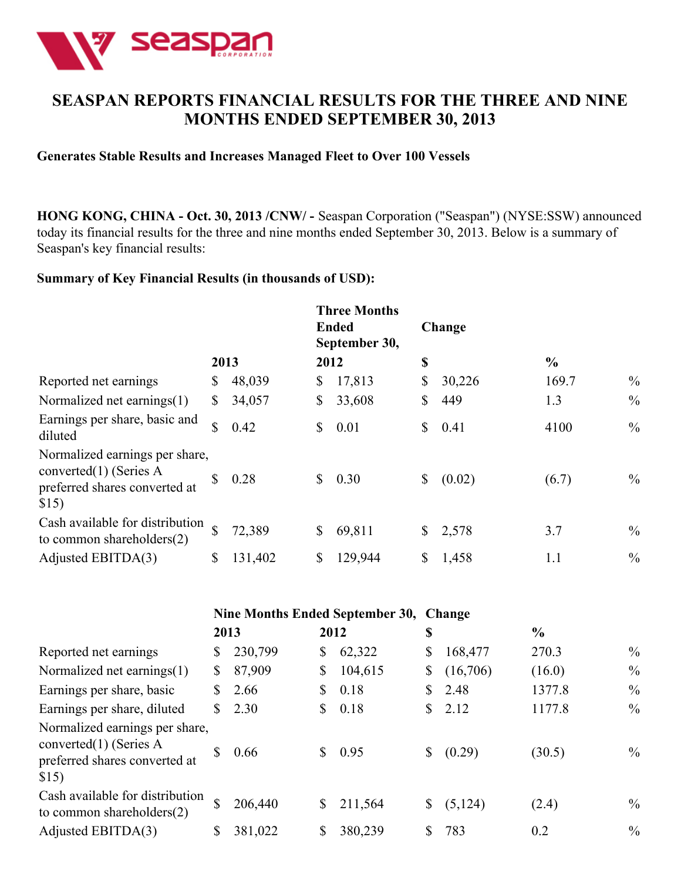# SEASPAN REPORTS FINANCIAL RESULTS FOR THE THREE AND NINE MONTHS ENDED SEPTEMBER 30, 2013

**Generates Stable Results and Increases Managed Fleet to Over 100 Vessels**

**HONG KONG, CHINA - Oct. 30, 2013 /CNW/ -** Seaspan Corporation ("Seaspan") (NYSE:SSW) announced today its financial results for the three and nine months ended September 30, 2013. Below is a summary of Seaspan's key financial results:

**Summary of Key Financial Results (in thousands of USD):**

| | Three Months Ended September 30, | | Change | |
|---|---|---|---|---|
| | **2013** | **2012** | **$** | **%** |
| Reported net earnings | $ 48,039 | $ 17,813 | $ 30,226 | 169.7 % |
| Normalized net earnings(1) | $ 34,057 | $ 33,608 | $ 449 | 1.3 % |
| Earnings per share, basic and diluted | $ 0.42 | $ 0.01 | $ 0.41 | 4100 % |
| Normalized earnings per share, converted(1) (Series A preferred shares converted at $15) | $ 0.28 | $ 0.30 | $ (0.02) | (6.7) % |
| Cash available for distribution to common shareholders(2) | $ 72,389 | $ 69,811 | $ 2,578 | 3.7 % |
| Adjusted EBITDA(3) | $ 131,402 | $ 129,944 | $ 1,458 | 1.1 % |

| | Nine Months Ended September 30, | | Change | |
|---|---|---|---|---|
| | **2013** | **2012** | **$** | **%** |
| Reported net earnings | $ 230,799 | $ 62,322 | $ 168,477 | 270.3 % |
| Normalized net earnings(1) | $ 87,909 | $ 104,615 | $ (16,706) | (16.0) % |
| Earnings per share, basic | $ 2.66 | $ 0.18 | $ 2.48 | 1377.8 % |
| Earnings per share, diluted | $ 2.30 | $ 0.18 | $ 2.12 | 1177.8 % |
| Normalized earnings per share, converted(1) (Series A preferred shares converted at $15) | $ 0.66 | $ 0.95 | $ (0.29) | (30.5) % |
| Cash available for distribution to common shareholders(2) | $ 206,440 | $ 211,564 | $ (5,124) | (2.4) % |
| Adjusted EBITDA(3) | $ 381,022 | $ 380,239 | $ 783 | 0.2 % |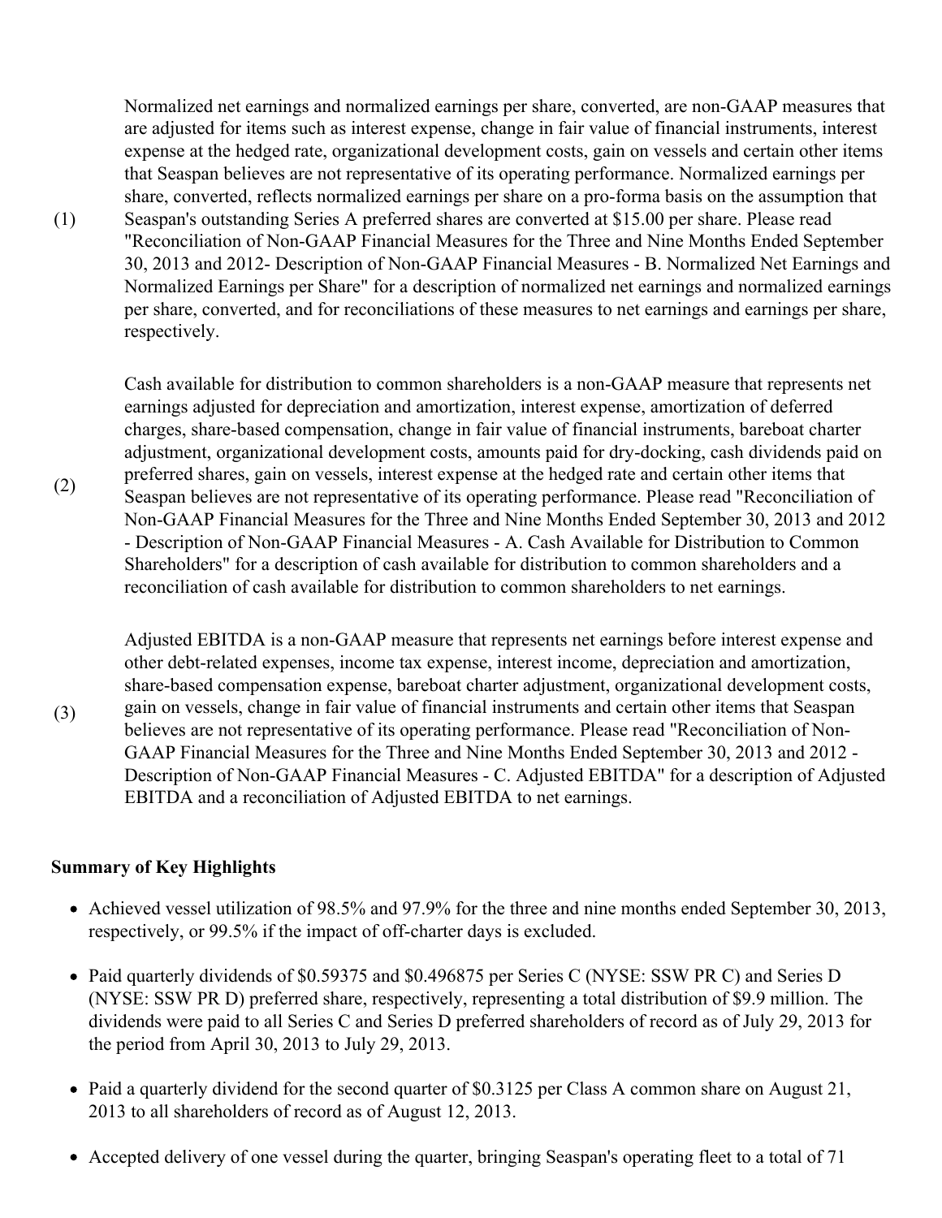(1) Normalized net earnings and normalized earnings per share, converted, are non-GAAP measures that are adjusted for items such as interest expense, change in fair value of financial instruments, interest expense at the hedged rate, organizational development costs, gain on vessels and certain other items that Seaspan believes are not representative of its operating performance. Normalized earnings per share, converted, reflects normalized earnings per share on a pro-forma basis on the assumption that Seaspan's outstanding Series A preferred shares are converted at $15.00 per share. Please read "Reconciliation of Non-GAAP Financial Measures for the Three and Nine Months Ended September 30, 2013 and 2012- Description of Non-GAAP Financial Measures - B. Normalized Net Earnings and Normalized Earnings per Share" for a description of normalized net earnings and normalized earnings per share, converted, and for reconciliations of these measures to net earnings and earnings per share, respectively.

(2) Cash available for distribution to common shareholders is a non-GAAP measure that represents net earnings adjusted for depreciation and amortization, interest expense, amortization of deferred charges, share-based compensation, change in fair value of financial instruments, bareboat charter adjustment, organizational development costs, amounts paid for dry-docking, cash dividends paid on preferred shares, gain on vessels, interest expense at the hedged rate and certain other items that Seaspan believes are not representative of its operating performance. Please read "Reconciliation of Non-GAAP Financial Measures for the Three and Nine Months Ended September 30, 2013 and 2012 - Description of Non-GAAP Financial Measures - A. Cash Available for Distribution to Common Shareholders" for a description of cash available for distribution to common shareholders and a reconciliation of cash available for distribution to common shareholders to net earnings.

(3) Adjusted EBITDA is a non-GAAP measure that represents net earnings before interest expense and other debt-related expenses, income tax expense, interest income, depreciation and amortization, share-based compensation expense, bareboat charter adjustment, organizational development costs, gain on vessels, change in fair value of financial instruments and certain other items that Seaspan believes are not representative of its operating performance. Please read "Reconciliation of Non-GAAP Financial Measures for the Three and Nine Months Ended September 30, 2013 and 2012 - Description of Non-GAAP Financial Measures - C. Adjusted EBITDA" for a description of Adjusted EBITDA and a reconciliation of Adjusted EBITDA to net earnings.

**Summary of Key Highlights**

- Achieved vessel utilization of 98.5% and 97.9% for the three and nine months ended September 30, 2013, respectively, or 99.5% if the impact of off-charter days is excluded.
- Paid quarterly dividends of $0.59375 and $0.496875 per Series C (NYSE: SSW PR C) and Series D (NYSE: SSW PR D) preferred share, respectively, representing a total distribution of $9.9 million. The dividends were paid to all Series C and Series D preferred shareholders of record as of July 29, 2013 for the period from April 30, 2013 to July 29, 2013.
- Paid a quarterly dividend for the second quarter of $0.3125 per Class A common share on August 21, 2013 to all shareholders of record as of August 12, 2013.
- Accepted delivery of one vessel during the quarter, bringing Seaspan's operating fleet to a total of 71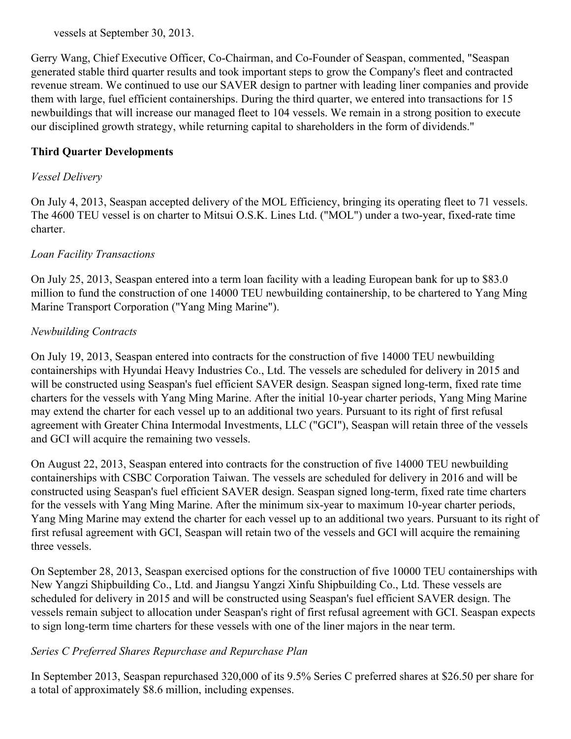vessels at September 30, 2013.

Gerry Wang, Chief Executive Officer, Co-Chairman, and Co-Founder of Seaspan, commented, "Seaspan generated stable third quarter results and took important steps to grow the Company's fleet and contracted revenue stream. We continued to use our SAVER design to partner with leading liner companies and provide them with large, fuel efficient containerships. During the third quarter, we entered into transactions for 15 newbuildings that will increase our managed fleet to 104 vessels. We remain in a strong position to execute our disciplined growth strategy, while returning capital to shareholders in the form of dividends."

**Third Quarter Developments**

*Vessel Delivery*

On July 4, 2013, Seaspan accepted delivery of the MOL Efficiency, bringing its operating fleet to 71 vessels. The 4600 TEU vessel is on charter to Mitsui O.S.K. Lines Ltd. ("MOL") under a two-year, fixed-rate time charter.

*Loan Facility Transactions*

On July 25, 2013, Seaspan entered into a term loan facility with a leading European bank for up to $83.0 million to fund the construction of one 14000 TEU newbuilding containership, to be chartered to Yang Ming Marine Transport Corporation ("Yang Ming Marine").

*Newbuilding Contracts*

On July 19, 2013, Seaspan entered into contracts for the construction of five 14000 TEU newbuilding containerships with Hyundai Heavy Industries Co., Ltd. The vessels are scheduled for delivery in 2015 and will be constructed using Seaspan's fuel efficient SAVER design. Seaspan signed long-term, fixed rate time charters for the vessels with Yang Ming Marine. After the initial 10-year charter periods, Yang Ming Marine may extend the charter for each vessel up to an additional two years. Pursuant to its right of first refusal agreement with Greater China Intermodal Investments, LLC ("GCI"), Seaspan will retain three of the vessels and GCI will acquire the remaining two vessels.

On August 22, 2013, Seaspan entered into contracts for the construction of five 14000 TEU newbuilding containerships with CSBC Corporation Taiwan. The vessels are scheduled for delivery in 2016 and will be constructed using Seaspan's fuel efficient SAVER design. Seaspan signed long-term, fixed rate time charters for the vessels with Yang Ming Marine. After the minimum six-year to maximum 10-year charter periods, Yang Ming Marine may extend the charter for each vessel up to an additional two years. Pursuant to its right of first refusal agreement with GCI, Seaspan will retain two of the vessels and GCI will acquire the remaining three vessels.

On September 28, 2013, Seaspan exercised options for the construction of five 10000 TEU containerships with New Yangzi Shipbuilding Co., Ltd. and Jiangsu Yangzi Xinfu Shipbuilding Co., Ltd. These vessels are scheduled for delivery in 2015 and will be constructed using Seaspan's fuel efficient SAVER design. The vessels remain subject to allocation under Seaspan's right of first refusal agreement with GCI. Seaspan expects to sign long-term time charters for these vessels with one of the liner majors in the near term.

*Series C Preferred Shares Repurchase and Repurchase Plan*

In September 2013, Seaspan repurchased 320,000 of its 9.5% Series C preferred shares at $26.50 per share for a total of approximately $8.6 million, including expenses.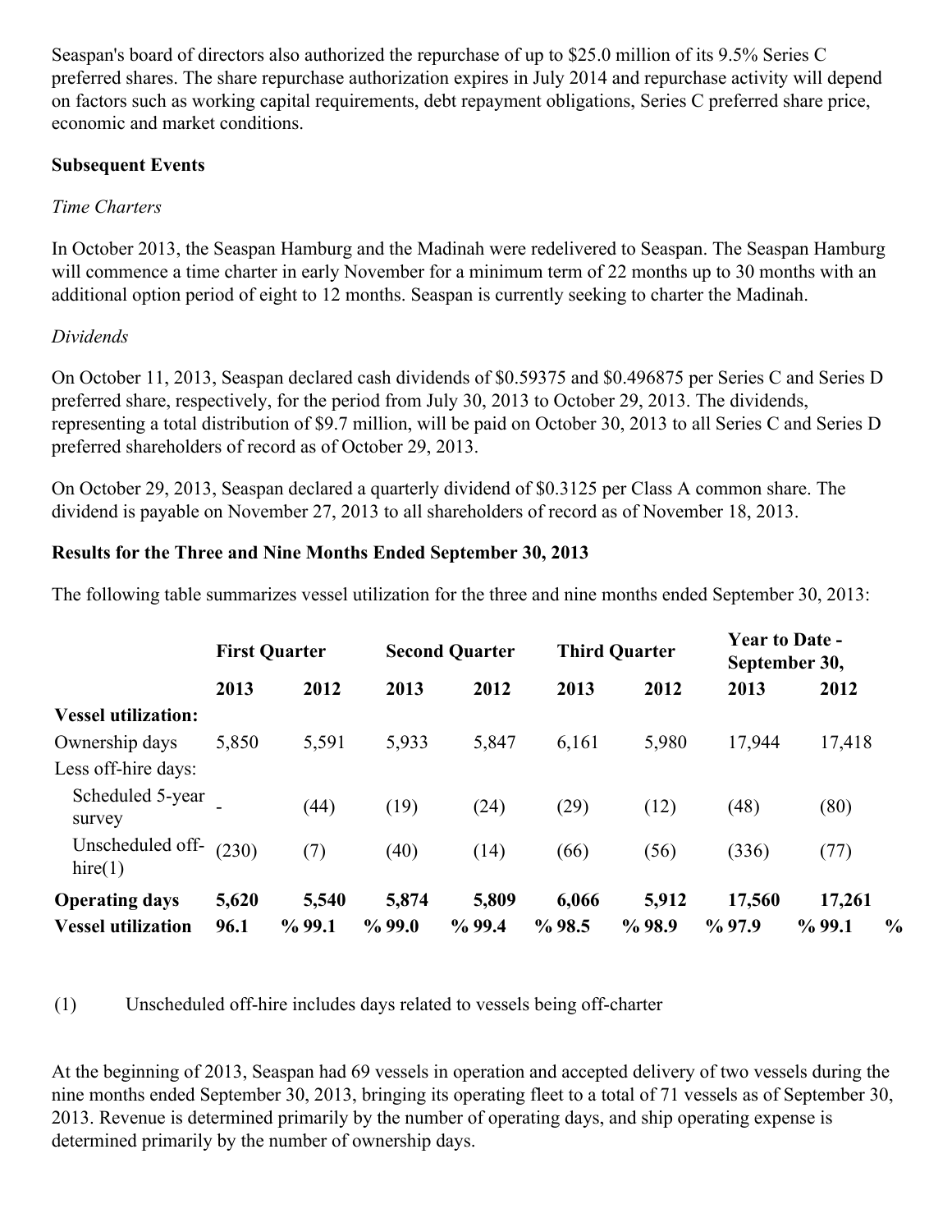Seaspan's board of directors also authorized the repurchase of up to $25.0 million of its 9.5% Series C preferred shares. The share repurchase authorization expires in July 2014 and repurchase activity will depend on factors such as working capital requirements, debt repayment obligations, Series C preferred share price, economic and market conditions.

**Subsequent Events**

*Time Charters*

In October 2013, the Seaspan Hamburg and the Madinah were redelivered to Seaspan. The Seaspan Hamburg will commence a time charter in early November for a minimum term of 22 months up to 30 months with an additional option period of eight to 12 months. Seaspan is currently seeking to charter the Madinah.

*Dividends*

On October 11, 2013, Seaspan declared cash dividends of $0.59375 and $0.496875 per Series C and Series D preferred share, respectively, for the period from July 30, 2013 to October 29, 2013. The dividends, representing a total distribution of $9.7 million, will be paid on October 30, 2013 to all Series C and Series D preferred shareholders of record as of October 29, 2013.

On October 29, 2013, Seaspan declared a quarterly dividend of $0.3125 per Class A common share. The dividend is payable on November 27, 2013 to all shareholders of record as of November 18, 2013.

**Results for the Three and Nine Months Ended September 30, 2013**

The following table summarizes vessel utilization for the three and nine months ended September 30, 2013:

| | First Quarter | | Second Quarter | | Third Quarter | | Year to Date - September 30, | |
|---|---|---|---|---|---|---|---|---|
| | **2013** | **2012** | **2013** | **2012** | **2013** | **2012** | **2013** | **2012** |
| **Vessel utilization:** | | | | | | | | |
| Ownership days | 5,850 | 5,591 | 5,933 | 5,847 | 6,161 | 5,980 | 17,944 | 17,418 |
| Less off-hire days: | | | | | | | | |
| Scheduled 5-year survey | - | (44) | (19) | (24) | (29) | (12) | (48) | (80) |
| Unscheduled off-hire(1) | (230) | (7) | (40) | (14) | (66) | (56) | (336) | (77) |
| **Operating days** | **5,620** | **5,540** | **5,874** | **5,809** | **6,066** | **5,912** | **17,560** | **17,261** |
| **Vessel utilization** | **96.1%** | **99.1%** | **99.0%** | **99.4%** | **98.5%** | **98.9%** | **97.9%** | **99.1%** |

(1) Unscheduled off-hire includes days related to vessels being off-charter

At the beginning of 2013, Seaspan had 69 vessels in operation and accepted delivery of two vessels during the nine months ended September 30, 2013, bringing its operating fleet to a total of 71 vessels as of September 30, 2013. Revenue is determined primarily by the number of operating days, and ship operating expense is determined primarily by the number of ownership days.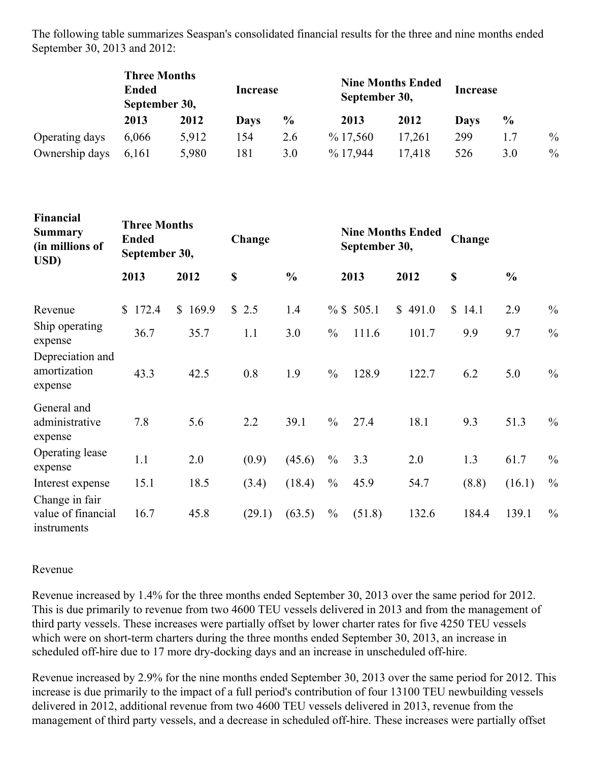The following table summarizes Seaspan's consolidated financial results for the three and nine months ended September 30, 2013 and 2012:

| | Three Months Ended September 30, | | Increase | | Nine Months Ended September 30, | | Increase | |
|---|---|---|---|---|---|---|---|---|
| | 2013 | 2012 | Days | % | 2013 | 2012 | Days | % |
| Operating days | 6,066 | 5,912 | 154 | 2.6 % | 17,560 | 17,261 | 299 | 1.7 % |
| Ownership days | 6,161 | 5,980 | 181 | 3.0 % | 17,944 | 17,418 | 526 | 3.0 % |

| Financial Summary (in millions of USD) | Three Months Ended September 30, | | Change | | Nine Months Ended September 30, | | Change | |
|---|---|---|---|---|---|---|---|---|
| | 2013 | 2012 | $ | % | 2013 | 2012 | $ | % |
| Revenue | $ 172.4 | $ 169.9 | $ 2.5 | 1.4 % | $ 505.1 | $ 491.0 | $ 14.1 | 2.9 % |
| Ship operating expense | 36.7 | 35.7 | 1.1 | 3.0 % | 111.6 | 101.7 | 9.9 | 9.7 % |
| Depreciation and amortization expense | 43.3 | 42.5 | 0.8 | 1.9 % | 128.9 | 122.7 | 6.2 | 5.0 % |
| General and administrative expense | 7.8 | 5.6 | 2.2 | 39.1 % | 27.4 | 18.1 | 9.3 | 51.3 % |
| Operating lease expense | 1.1 | 2.0 | (0.9) | (45.6) % | 3.3 | 2.0 | 1.3 | 61.7 % |
| Interest expense | 15.1 | 18.5 | (3.4) | (18.4) % | 45.9 | 54.7 | (8.8) | (16.1) % |
| Change in fair value of financial instruments | 16.7 | 45.8 | (29.1) | (63.5) % | (51.8) | 132.6 | 184.4 | 139.1 % |

Revenue

Revenue increased by 1.4% for the three months ended September 30, 2013 over the same period for 2012. This is due primarily to revenue from two 4600 TEU vessels delivered in 2013 and from the management of third party vessels. These increases were partially offset by lower charter rates for five 4250 TEU vessels which were on short-term charters during the three months ended September 30, 2013, an increase in scheduled off-hire due to 17 more dry-docking days and an increase in unscheduled off-hire.

Revenue increased by 2.9% for the nine months ended September 30, 2013 over the same period for 2012. This increase is due primarily to the impact of a full period's contribution of four 13100 TEU newbuilding vessels delivered in 2012, additional revenue from two 4600 TEU vessels delivered in 2013, revenue from the management of third party vessels, and a decrease in scheduled off-hire. These increases were partially offset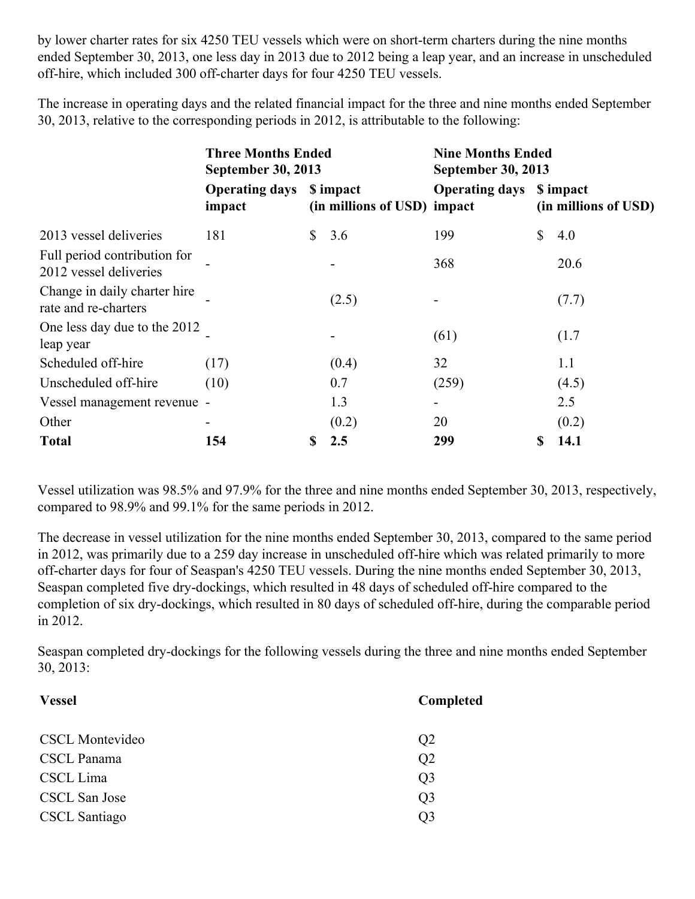by lower charter rates for six 4250 TEU vessels which were on short-term charters during the nine months ended September 30, 2013, one less day in 2013 due to 2012 being a leap year, and an increase in unscheduled off-hire, which included 300 off-charter days for four 4250 TEU vessels.

The increase in operating days and the related financial impact for the three and nine months ended September 30, 2013, relative to the corresponding periods in 2012, is attributable to the following:

| | **Three Months Ended September 30, 2013** | | **Nine Months Ended September 30, 2013** | |
|---|---|---|---|---|
| | **Operating days impact** | **$ impact (in millions of USD)** | **Operating days impact** | **$ impact (in millions of USD)** |
| 2013 vessel deliveries | 181 | $ 3.6 | 199 | $ 4.0 |
| Full period contribution for 2012 vessel deliveries | - | - | 368 | 20.6 |
| Change in daily charter hire rate and re-charters | - | (2.5) | - | (7.7) |
| One less day due to the 2012 leap year | - | - | (61) | (1.7 |
| Scheduled off-hire | (17) | (0.4) | 32 | 1.1 |
| Unscheduled off-hire | (10) | 0.7 | (259) | (4.5) |
| Vessel management revenue | - | 1.3 | - | 2.5 |
| Other | - | (0.2) | 20 | (0.2) |
| **Total** | **154** | **$ 2.5** | **299** | **$ 14.1** |

Vessel utilization was 98.5% and 97.9% for the three and nine months ended September 30, 2013, respectively, compared to 98.9% and 99.1% for the same periods in 2012.

The decrease in vessel utilization for the nine months ended September 30, 2013, compared to the same period in 2012, was primarily due to a 259 day increase in unscheduled off-hire which was related primarily to more off-charter days for four of Seaspan's 4250 TEU vessels. During the nine months ended September 30, 2013, Seaspan completed five dry-dockings, which resulted in 48 days of scheduled off-hire compared to the completion of six dry-dockings, which resulted in 80 days of scheduled off-hire, during the comparable period in 2012.

Seaspan completed dry-dockings for the following vessels during the three and nine months ended September 30, 2013:

| **Vessel** | **Completed** |
|---|---|
| CSCL Montevideo | Q2 |
| CSCL Panama | Q2 |
| CSCL Lima | Q3 |
| CSCL San Jose | Q3 |
| CSCL Santiago | Q3 |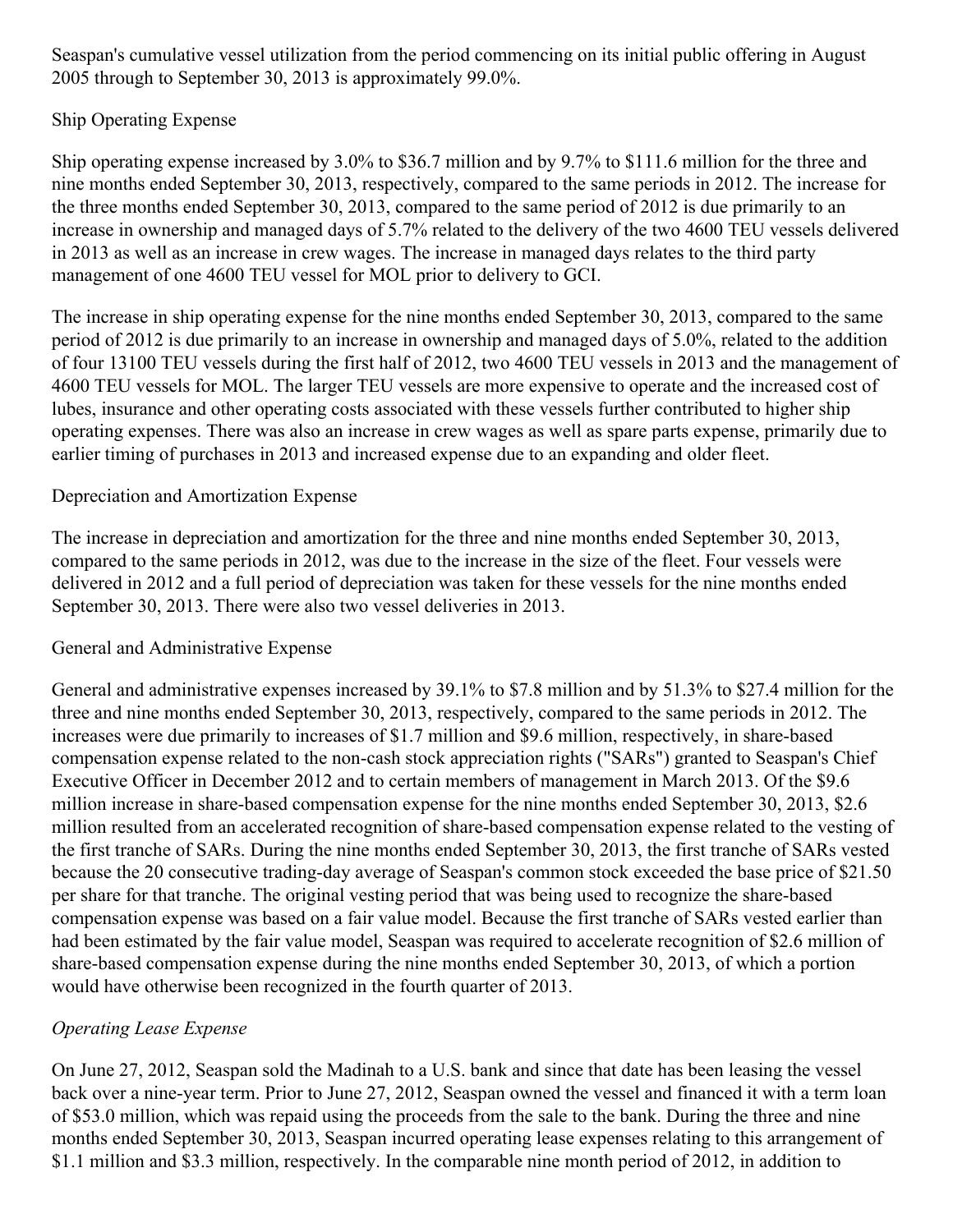Seaspan's cumulative vessel utilization from the period commencing on its initial public offering in August 2005 through to September 30, 2013 is approximately 99.0%.

Ship Operating Expense

Ship operating expense increased by 3.0% to $36.7 million and by 9.7% to $111.6 million for the three and nine months ended September 30, 2013, respectively, compared to the same periods in 2012. The increase for the three months ended September 30, 2013, compared to the same period of 2012 is due primarily to an increase in ownership and managed days of 5.7% related to the delivery of the two 4600 TEU vessels delivered in 2013 as well as an increase in crew wages. The increase in managed days relates to the third party management of one 4600 TEU vessel for MOL prior to delivery to GCI.

The increase in ship operating expense for the nine months ended September 30, 2013, compared to the same period of 2012 is due primarily to an increase in ownership and managed days of 5.0%, related to the addition of four 13100 TEU vessels during the first half of 2012, two 4600 TEU vessels in 2013 and the management of 4600 TEU vessels for MOL. The larger TEU vessels are more expensive to operate and the increased cost of lubes, insurance and other operating costs associated with these vessels further contributed to higher ship operating expenses. There was also an increase in crew wages as well as spare parts expense, primarily due to earlier timing of purchases in 2013 and increased expense due to an expanding and older fleet.

Depreciation and Amortization Expense

The increase in depreciation and amortization for the three and nine months ended September 30, 2013, compared to the same periods in 2012, was due to the increase in the size of the fleet. Four vessels were delivered in 2012 and a full period of depreciation was taken for these vessels for the nine months ended September 30, 2013. There were also two vessel deliveries in 2013.

General and Administrative Expense

General and administrative expenses increased by 39.1% to $7.8 million and by 51.3% to $27.4 million for the three and nine months ended September 30, 2013, respectively, compared to the same periods in 2012. The increases were due primarily to increases of $1.7 million and $9.6 million, respectively, in share-based compensation expense related to the non-cash stock appreciation rights ("SARs") granted to Seaspan's Chief Executive Officer in December 2012 and to certain members of management in March 2013. Of the $9.6 million increase in share-based compensation expense for the nine months ended September 30, 2013, $2.6 million resulted from an accelerated recognition of share-based compensation expense related to the vesting of the first tranche of SARs. During the nine months ended September 30, 2013, the first tranche of SARs vested because the 20 consecutive trading-day average of Seaspan's common stock exceeded the base price of $21.50 per share for that tranche. The original vesting period that was being used to recognize the share-based compensation expense was based on a fair value model. Because the first tranche of SARs vested earlier than had been estimated by the fair value model, Seaspan was required to accelerate recognition of $2.6 million of share-based compensation expense during the nine months ended September 30, 2013, of which a portion would have otherwise been recognized in the fourth quarter of 2013.

*Operating Lease Expense*

On June 27, 2012, Seaspan sold the Madinah to a U.S. bank and since that date has been leasing the vessel back over a nine-year term. Prior to June 27, 2012, Seaspan owned the vessel and financed it with a term loan of $53.0 million, which was repaid using the proceeds from the sale to the bank. During the three and nine months ended September 30, 2013, Seaspan incurred operating lease expenses relating to this arrangement of $1.1 million and $3.3 million, respectively. In the comparable nine month period of 2012, in addition to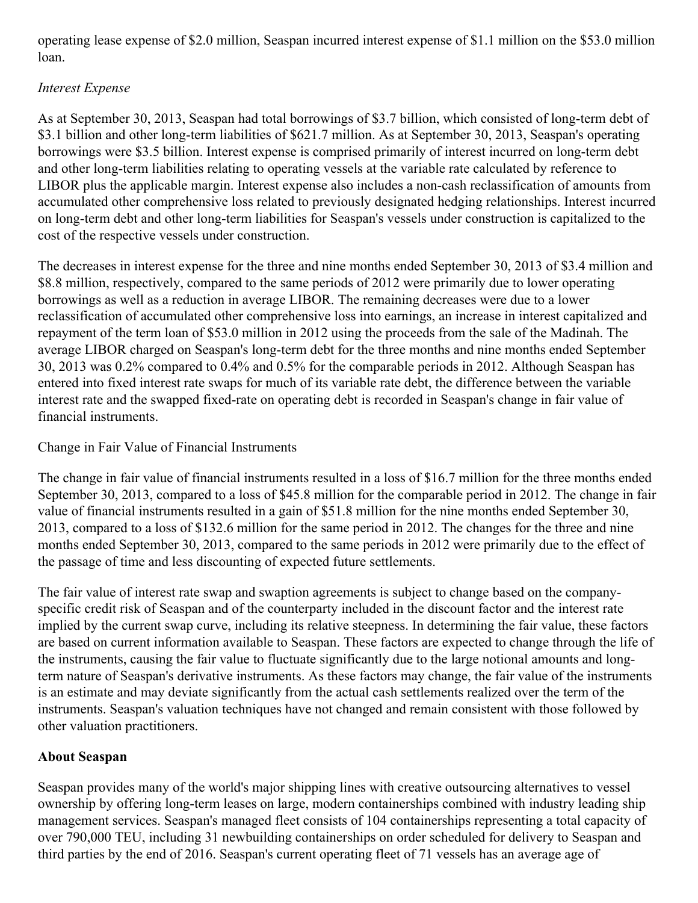operating lease expense of $2.0 million, Seaspan incurred interest expense of $1.1 million on the $53.0 million loan.

*Interest Expense*

As at September 30, 2013, Seaspan had total borrowings of $3.7 billion, which consisted of long-term debt of $3.1 billion and other long-term liabilities of $621.7 million. As at September 30, 2013, Seaspan's operating borrowings were $3.5 billion. Interest expense is comprised primarily of interest incurred on long-term debt and other long-term liabilities relating to operating vessels at the variable rate calculated by reference to LIBOR plus the applicable margin. Interest expense also includes a non-cash reclassification of amounts from accumulated other comprehensive loss related to previously designated hedging relationships. Interest incurred on long-term debt and other long-term liabilities for Seaspan's vessels under construction is capitalized to the cost of the respective vessels under construction.

The decreases in interest expense for the three and nine months ended September 30, 2013 of $3.4 million and $8.8 million, respectively, compared to the same periods of 2012 were primarily due to lower operating borrowings as well as a reduction in average LIBOR. The remaining decreases were due to a lower reclassification of accumulated other comprehensive loss into earnings, an increase in interest capitalized and repayment of the term loan of $53.0 million in 2012 using the proceeds from the sale of the Madinah. The average LIBOR charged on Seaspan's long-term debt for the three months and nine months ended September 30, 2013 was 0.2% compared to 0.4% and 0.5% for the comparable periods in 2012. Although Seaspan has entered into fixed interest rate swaps for much of its variable rate debt, the difference between the variable interest rate and the swapped fixed-rate on operating debt is recorded in Seaspan's change in fair value of financial instruments.

Change in Fair Value of Financial Instruments

The change in fair value of financial instruments resulted in a loss of $16.7 million for the three months ended September 30, 2013, compared to a loss of $45.8 million for the comparable period in 2012. The change in fair value of financial instruments resulted in a gain of $51.8 million for the nine months ended September 30, 2013, compared to a loss of $132.6 million for the same period in 2012. The changes for the three and nine months ended September 30, 2013, compared to the same periods in 2012 were primarily due to the effect of the passage of time and less discounting of expected future settlements.

The fair value of interest rate swap and swaption agreements is subject to change based on the company-specific credit risk of Seaspan and of the counterparty included in the discount factor and the interest rate implied by the current swap curve, including its relative steepness. In determining the fair value, these factors are based on current information available to Seaspan. These factors are expected to change through the life of the instruments, causing the fair value to fluctuate significantly due to the large notional amounts and long-term nature of Seaspan's derivative instruments. As these factors may change, the fair value of the instruments is an estimate and may deviate significantly from the actual cash settlements realized over the term of the instruments. Seaspan's valuation techniques have not changed and remain consistent with those followed by other valuation practitioners.

**About Seaspan**

Seaspan provides many of the world's major shipping lines with creative outsourcing alternatives to vessel ownership by offering long-term leases on large, modern containerships combined with industry leading ship management services. Seaspan's managed fleet consists of 104 containerships representing a total capacity of over 790,000 TEU, including 31 newbuilding containerships on order scheduled for delivery to Seaspan and third parties by the end of 2016. Seaspan's current operating fleet of 71 vessels has an average age of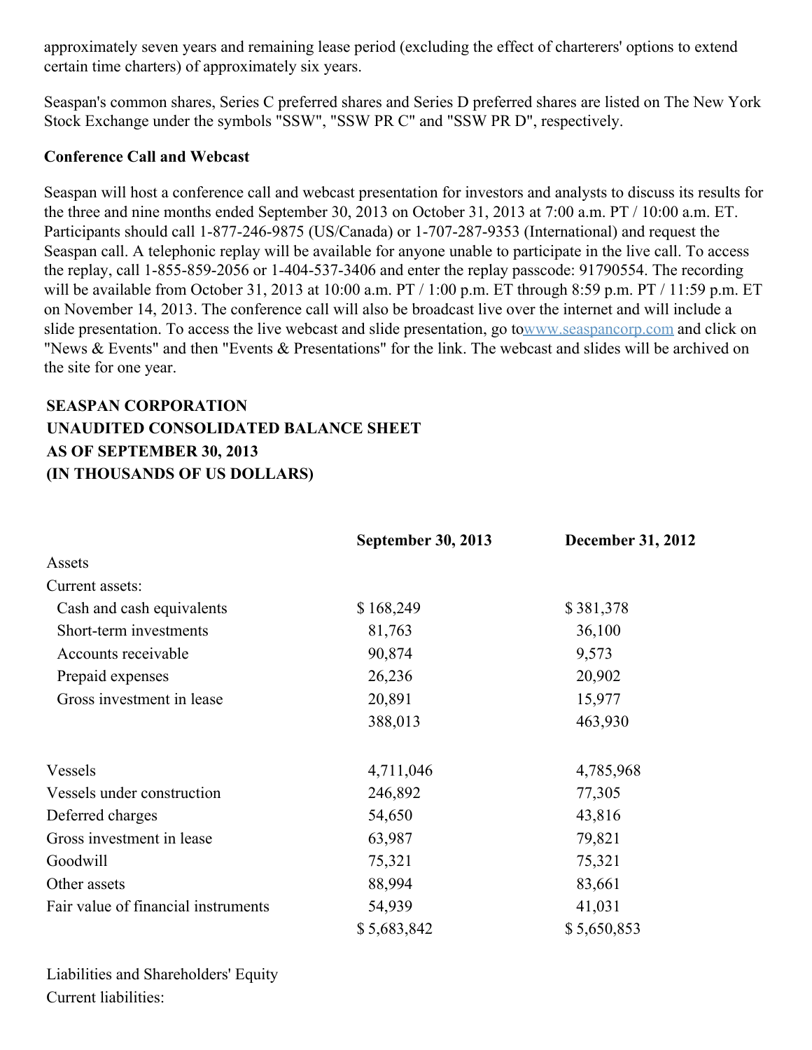approximately seven years and remaining lease period (excluding the effect of charterers' options to extend certain time charters) of approximately six years.

Seaspan's common shares, Series C preferred shares and Series D preferred shares are listed on The New York Stock Exchange under the symbols "SSW", "SSW PR C" and "SSW PR D", respectively.

**Conference Call and Webcast**

Seaspan will host a conference call and webcast presentation for investors and analysts to discuss its results for the three and nine months ended September 30, 2013 on October 31, 2013 at 7:00 a.m. PT / 10:00 a.m. ET. Participants should call 1-877-246-9875 (US/Canada) or 1-707-287-9353 (International) and request the Seaspan call. A telephonic replay will be available for anyone unable to participate in the live call. To access the replay, call 1-855-859-2056 or 1-404-537-3406 and enter the replay passcode: 91790554. The recording will be available from October 31, 2013 at 10:00 a.m. PT / 1:00 p.m. ET through 8:59 p.m. PT / 11:59 p.m. ET on November 14, 2013. The conference call will also be broadcast live over the internet and will include a slide presentation. To access the live webcast and slide presentation, go to www.seaspancorp.com and click on "News & Events" and then "Events & Presentations" for the link. The webcast and slides will be archived on the site for one year.

**SEASPAN CORPORATION**
**UNAUDITED CONSOLIDATED BALANCE SHEET**
**AS OF SEPTEMBER 30, 2013**
**(IN THOUSANDS OF US DOLLARS)**

| | **September 30, 2013** | **December 31, 2012** |
|---|---|---|
| Assets | | |
| Current assets: | | |
| Cash and cash equivalents | $ 168,249 | $ 381,378 |
| Short-term investments | 81,763 | 36,100 |
| Accounts receivable | 90,874 | 9,573 |
| Prepaid expenses | 26,236 | 20,902 |
| Gross investment in lease | 20,891 | 15,977 |
| | 388,013 | 463,930 |
| | | |
| Vessels | 4,711,046 | 4,785,968 |
| Vessels under construction | 246,892 | 77,305 |
| Deferred charges | 54,650 | 43,816 |
| Gross investment in lease | 63,987 | 79,821 |
| Goodwill | 75,321 | 75,321 |
| Other assets | 88,994 | 83,661 |
| Fair value of financial instruments | 54,939 | 41,031 |
| | $ 5,683,842 | $ 5,650,853 |
| | | |
| Liabilities and Shareholders' Equity | | |
| Current liabilities: | | |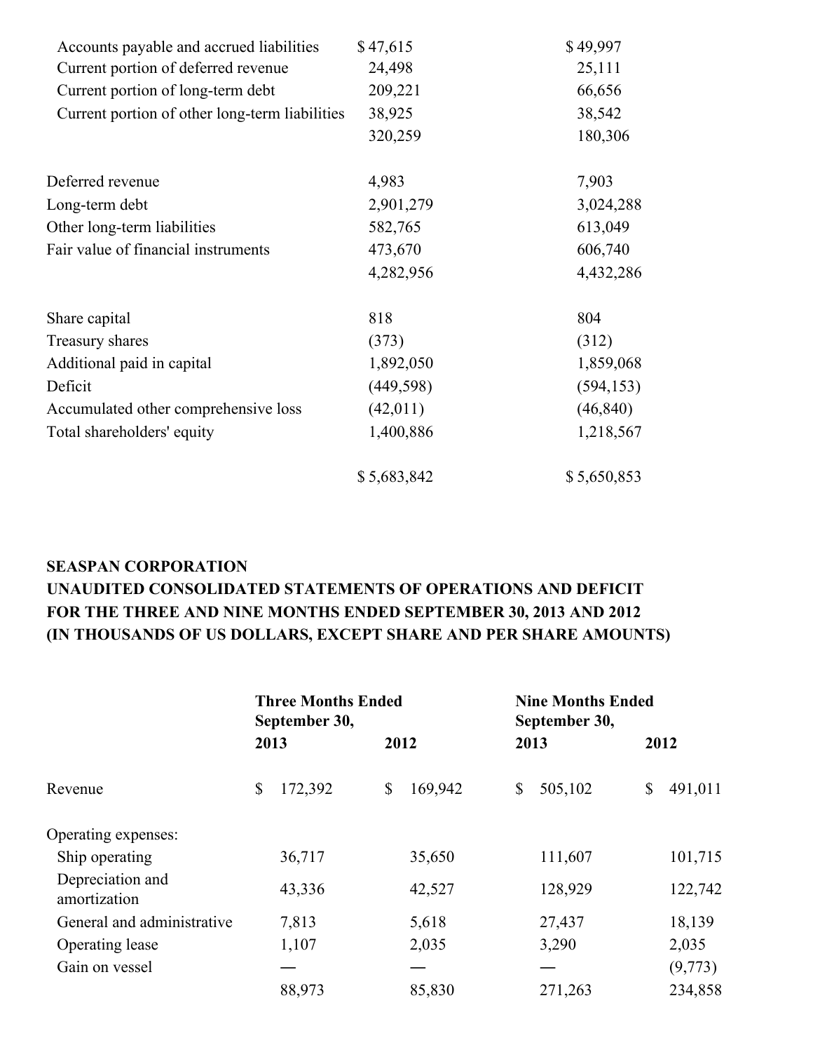| | | |
|---|---|---|
| Accounts payable and accrued liabilities | $ 47,615 | $ 49,997 |
| Current portion of deferred revenue | 24,498 | 25,111 |
| Current portion of long-term debt | 209,221 | 66,656 |
| Current portion of other long-term liabilities | 38,925 | 38,542 |
| | 320,259 | 180,306 |
| | | |
| Deferred revenue | 4,983 | 7,903 |
| Long-term debt | 2,901,279 | 3,024,288 |
| Other long-term liabilities | 582,765 | 613,049 |
| Fair value of financial instruments | 473,670 | 606,740 |
| | 4,282,956 | 4,432,286 |
| | | |
| Share capital | 818 | 804 |
| Treasury shares | (373) | (312) |
| Additional paid in capital | 1,892,050 | 1,859,068 |
| Deficit | (449,598) | (594,153) |
| Accumulated other comprehensive loss | (42,011) | (46,840) |
| Total shareholders' equity | 1,400,886 | 1,218,567 |
| | | |
| | $ 5,683,842 | $ 5,650,853 |

**SEASPAN CORPORATION**
**UNAUDITED CONSOLIDATED STATEMENTS OF OPERATIONS AND DEFICIT**
**FOR THE THREE AND NINE MONTHS ENDED SEPTEMBER 30, 2013 AND 2012**
**(IN THOUSANDS OF US DOLLARS, EXCEPT SHARE AND PER SHARE AMOUNTS)**

| | Three Months Ended September 30, | | Nine Months Ended September 30, | |
|---|---|---|---|---|
| | **2013** | **2012** | **2013** | **2012** |
| Revenue | $ 172,392 | $ 169,942 | $ 505,102 | $ 491,011 |
| Operating expenses: | | | | |
| Ship operating | 36,717 | 35,650 | 111,607 | 101,715 |
| Depreciation and amortization | 43,336 | 42,527 | 128,929 | 122,742 |
| General and administrative | 7,813 | 5,618 | 27,437 | 18,139 |
| Operating lease | 1,107 | 2,035 | 3,290 | 2,035 |
| Gain on vessel | — | — | — | (9,773) |
| | 88,973 | 85,830 | 271,263 | 234,858 |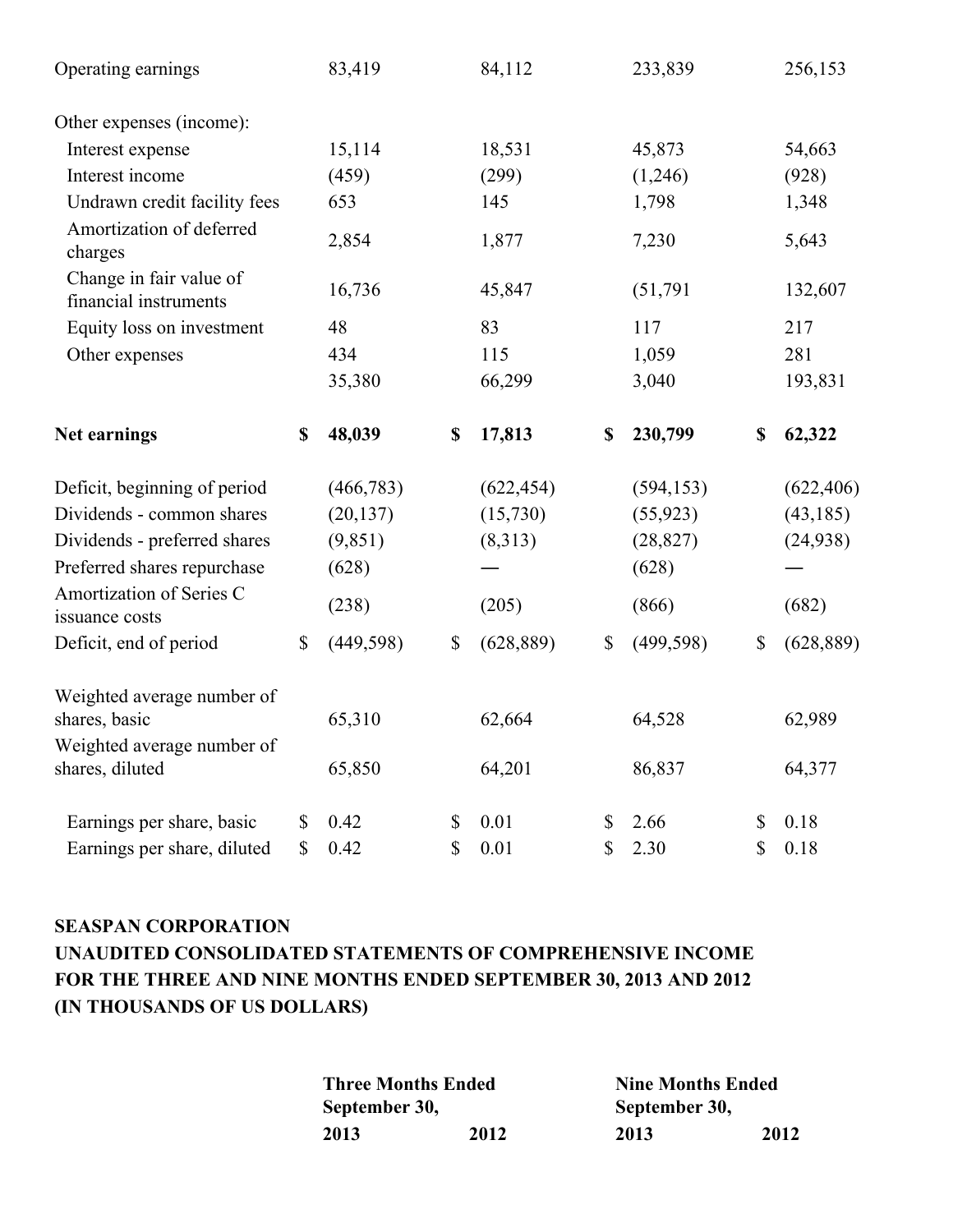| | Three Months Ended September 30, 2013 | 2012 | Nine Months Ended September 30, 2013 | 2012 |
|---|---|---|---|---|
| Operating earnings | 83,419 | 84,112 | 233,839 | 256,153 |
| Other expenses (income): | | | | |
| Interest expense | 15,114 | 18,531 | 45,873 | 54,663 |
| Interest income | (459) | (299) | (1,246) | (928) |
| Undrawn credit facility fees | 653 | 145 | 1,798 | 1,348 |
| Amortization of deferred charges | 2,854 | 1,877 | 7,230 | 5,643 |
| Change in fair value of financial instruments | 16,736 | 45,847 | (51,791 | 132,607 |
| Equity loss on investment | 48 | 83 | 117 | 217 |
| Other expenses | 434 | 115 | 1,059 | 281 |
| | 35,380 | 66,299 | 3,040 | 193,831 |
| **Net earnings** | **$ 48,039** | **$ 17,813** | **$ 230,799** | **$ 62,322** |
| Deficit, beginning of period | (466,783) | (622,454) | (594,153) | (622,406) |
| Dividends - common shares | (20,137) | (15,730) | (55,923) | (43,185) |
| Dividends - preferred shares | (9,851) | (8,313) | (28,827) | (24,938) |
| Preferred shares repurchase | (628) | — | (628) | — |
| Amortization of Series C issuance costs | (238) | (205) | (866) | (682) |
| Deficit, end of period | $ (449,598) | $ (628,889) | $ (499,598) | $ (628,889) |
| Weighted average number of shares, basic | 65,310 | 62,664 | 64,528 | 62,989 |
| Weighted average number of shares, diluted | 65,850 | 64,201 | 86,837 | 64,377 |
| Earnings per share, basic | $ 0.42 | $ 0.01 | $ 2.66 | $ 0.18 |
| Earnings per share, diluted | $ 0.42 | $ 0.01 | $ 2.30 | $ 0.18 |

**SEASPAN CORPORATION**
**UNAUDITED CONSOLIDATED STATEMENTS OF COMPREHENSIVE INCOME**
**FOR THE THREE AND NINE MONTHS ENDED SEPTEMBER 30, 2013 AND 2012**
**(IN THOUSANDS OF US DOLLARS)**

| | Three Months Ended September 30, | | Nine Months Ended September 30, | |
|---|---|---|---|---|
| | **2013** | **2012** | **2013** | **2012** |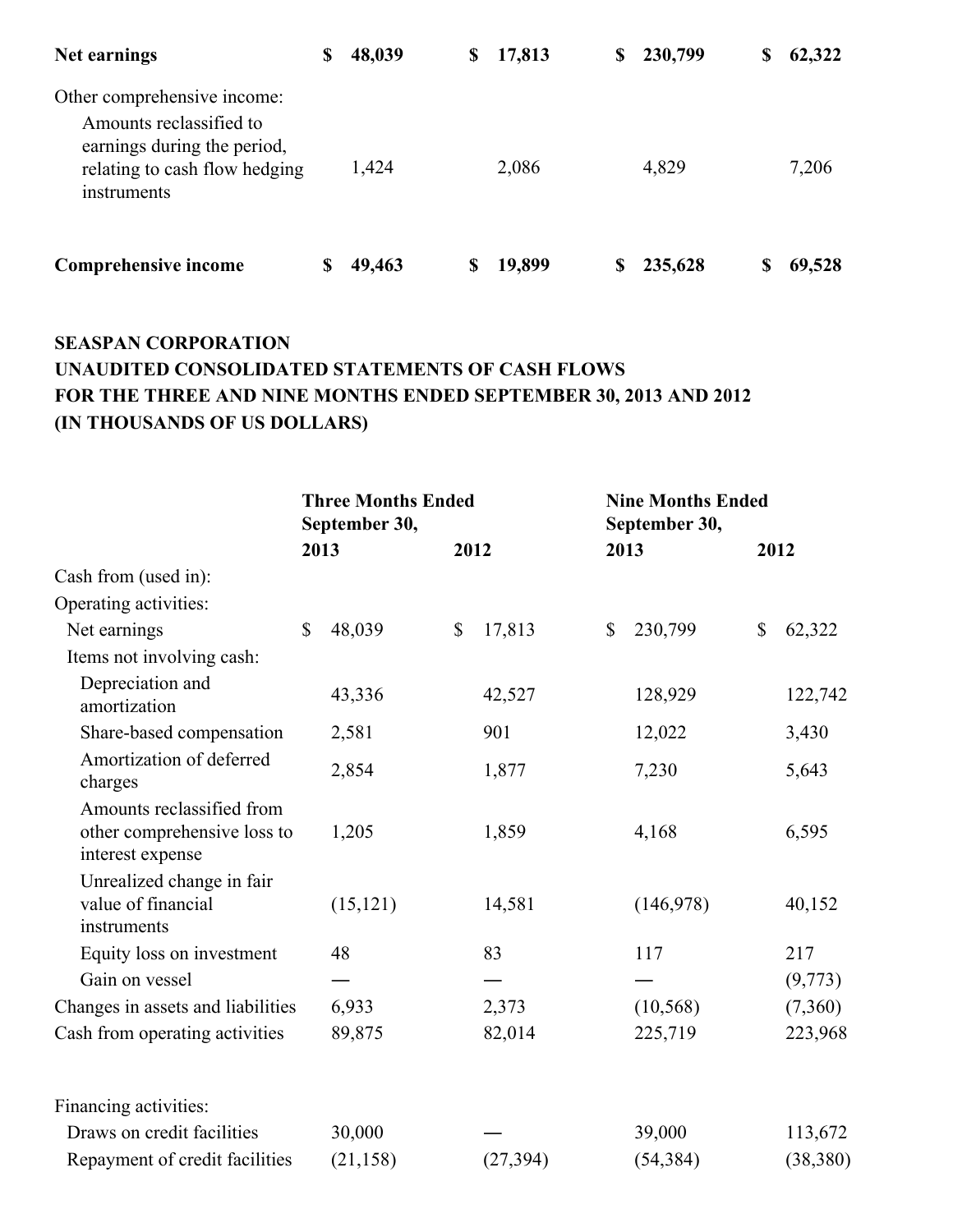| | | | | |
|---|---|---|---|---|
| **Net earnings** | **$ 48,039** | **$ 17,813** | **$ 230,799** | **$ 62,322** |
| Other comprehensive income: | | | | |
| Amounts reclassified to earnings during the period, relating to cash flow hedging instruments | 1,424 | 2,086 | 4,829 | 7,206 |
| **Comprehensive income** | **$ 49,463** | **$ 19,899** | **$ 235,628** | **$ 69,528** |

**SEASPAN CORPORATION**
**UNAUDITED CONSOLIDATED STATEMENTS OF CASH FLOWS**
**FOR THE THREE AND NINE MONTHS ENDED SEPTEMBER 30, 2013 AND 2012**
**(IN THOUSANDS OF US DOLLARS)**

| | **Three Months Ended September 30,** | | **Nine Months Ended September 30,** | |
|---|---|---|---|---|
| | **2013** | **2012** | **2013** | **2012** |
| Cash from (used in): | | | | |
| Operating activities: | | | | |
| Net earnings | $ 48,039 | $ 17,813 | $ 230,799 | $ 62,322 |
| Items not involving cash: | | | | |
| Depreciation and amortization | 43,336 | 42,527 | 128,929 | 122,742 |
| Share-based compensation | 2,581 | 901 | 12,022 | 3,430 |
| Amortization of deferred charges | 2,854 | 1,877 | 7,230 | 5,643 |
| Amounts reclassified from other comprehensive loss to interest expense | 1,205 | 1,859 | 4,168 | 6,595 |
| Unrealized change in fair value of financial instruments | (15,121) | 14,581 | (146,978) | 40,152 |
| Equity loss on investment | 48 | 83 | 117 | 217 |
| Gain on vessel | — | — | — | (9,773) |
| Changes in assets and liabilities | 6,933 | 2,373 | (10,568) | (7,360) |
| Cash from operating activities | 89,875 | 82,014 | 225,719 | 223,968 |
| | | | | |
| Financing activities: | | | | |
| Draws on credit facilities | 30,000 | — | 39,000 | 113,672 |
| Repayment of credit facilities | (21,158) | (27,394) | (54,384) | (38,380) |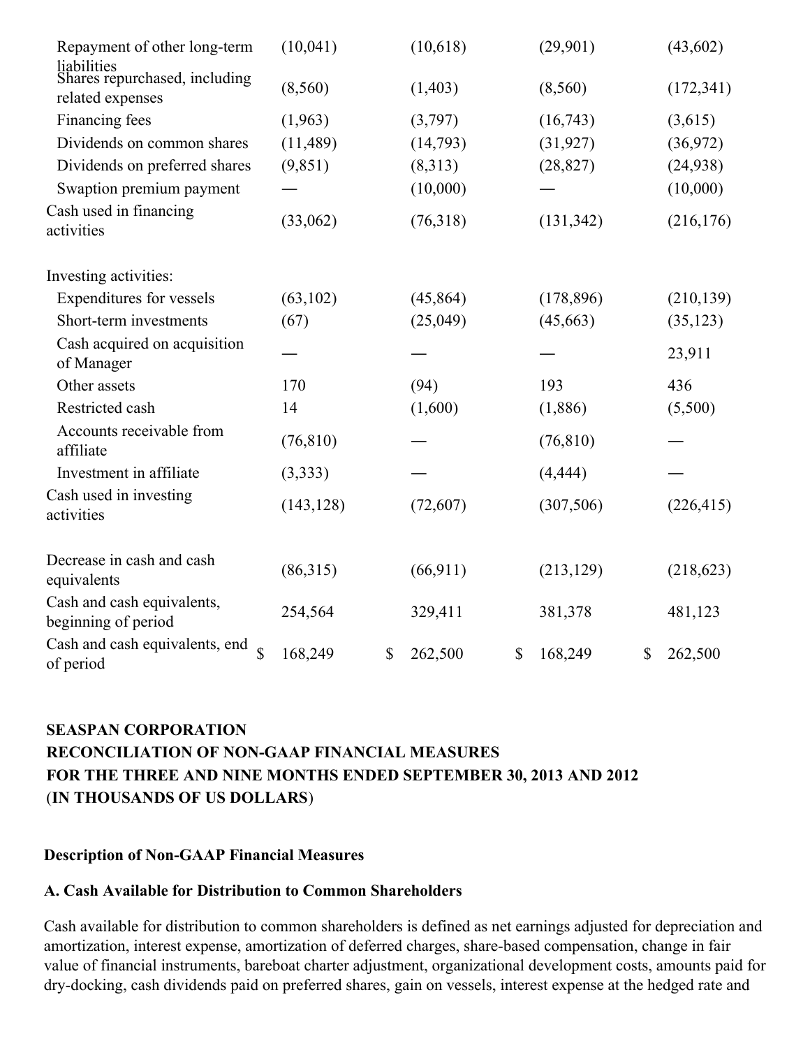| | | | | |
|---|---|---|---|---|
| Repayment of other long-term liabilities | (10,041) | (10,618) | (29,901) | (43,602) |
| Shares repurchased, including related expenses | (8,560) | (1,403) | (8,560) | (172,341) |
| Financing fees | (1,963) | (3,797) | (16,743) | (3,615) |
| Dividends on common shares | (11,489) | (14,793) | (31,927) | (36,972) |
| Dividends on preferred shares | (9,851) | (8,313) | (28,827) | (24,938) |
| Swaption premium payment | — | (10,000) | — | (10,000) |
| Cash used in financing activities | (33,062) | (76,318) | (131,342) | (216,176) |
| | | | | |
| Investing activities: | | | | |
| Expenditures for vessels | (63,102) | (45,864) | (178,896) | (210,139) |
| Short-term investments | (67) | (25,049) | (45,663) | (35,123) |
| Cash acquired on acquisition of Manager | — | — | — | 23,911 |
| Other assets | 170 | (94) | 193 | 436 |
| Restricted cash | 14 | (1,600) | (1,886) | (5,500) |
| Accounts receivable from affiliate | (76,810) | — | (76,810) | — |
| Investment in affiliate | (3,333) | — | (4,444) | — |
| Cash used in investing activities | (143,128) | (72,607) | (307,506) | (226,415) |
| | | | | |
| Decrease in cash and cash equivalents | (86,315) | (66,911) | (213,129) | (218,623) |
| Cash and cash equivalents, beginning of period | 254,564 | 329,411 | 381,378 | 481,123 |
| Cash and cash equivalents, end of period | $ 168,249 | $ 262,500 | $ 168,249 | $ 262,500 |

**SEASPAN CORPORATION**
**RECONCILIATION OF NON-GAAP FINANCIAL MEASURES**
**FOR THE THREE AND NINE MONTHS ENDED SEPTEMBER 30, 2013 AND 2012**
**(IN THOUSANDS OF US DOLLARS)**

**Description of Non-GAAP Financial Measures**

**A. Cash Available for Distribution to Common Shareholders**

Cash available for distribution to common shareholders is defined as net earnings adjusted for depreciation and amortization, interest expense, amortization of deferred charges, share-based compensation, change in fair value of financial instruments, bareboat charter adjustment, organizational development costs, amounts paid for dry-docking, cash dividends paid on preferred shares, gain on vessels, interest expense at the hedged rate and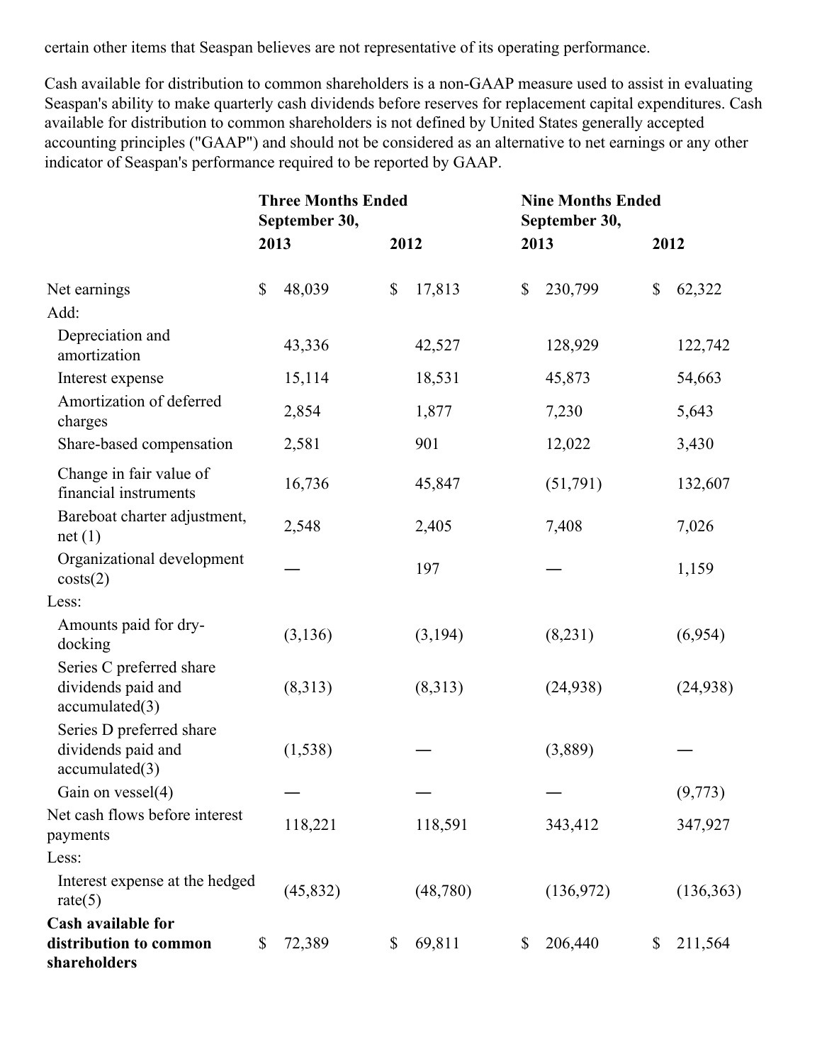certain other items that Seaspan believes are not representative of its operating performance.

Cash available for distribution to common shareholders is a non-GAAP measure used to assist in evaluating Seaspan's ability to make quarterly cash dividends before reserves for replacement capital expenditures. Cash available for distribution to common shareholders is not defined by United States generally accepted accounting principles ("GAAP") and should not be considered as an alternative to net earnings or any other indicator of Seaspan's performance required to be reported by GAAP.

| | **Three Months Ended September 30,** | | **Nine Months Ended September 30,** | |
|---|---|---|---|---|
| | **2013** | **2012** | **2013** | **2012** |
| Net earnings | $ 48,039 | $ 17,813 | $ 230,799 | $ 62,322 |
| Add: | | | | |
| Depreciation and amortization | 43,336 | 42,527 | 128,929 | 122,742 |
| Interest expense | 15,114 | 18,531 | 45,873 | 54,663 |
| Amortization of deferred charges | 2,854 | 1,877 | 7,230 | 5,643 |
| Share-based compensation | 2,581 | 901 | 12,022 | 3,430 |
| Change in fair value of financial instruments | 16,736 | 45,847 | (51,791) | 132,607 |
| Bareboat charter adjustment, net (1) | 2,548 | 2,405 | 7,408 | 7,026 |
| Organizational development costs(2) | — | 197 | — | 1,159 |
| Less: | | | | |
| Amounts paid for dry-docking | (3,136) | (3,194) | (8,231) | (6,954) |
| Series C preferred share dividends paid and accumulated(3) | (8,313) | (8,313) | (24,938) | (24,938) |
| Series D preferred share dividends paid and accumulated(3) | (1,538) | — | (3,889) | — |
| Gain on vessel(4) | — | — | — | (9,773) |
| Net cash flows before interest payments | 118,221 | 118,591 | 343,412 | 347,927 |
| Less: | | | | |
| Interest expense at the hedged rate(5) | (45,832) | (48,780) | (136,972) | (136,363) |
| **Cash available for distribution to common shareholders** | $ 72,389 | $ 69,811 | $ 206,440 | $ 211,564 |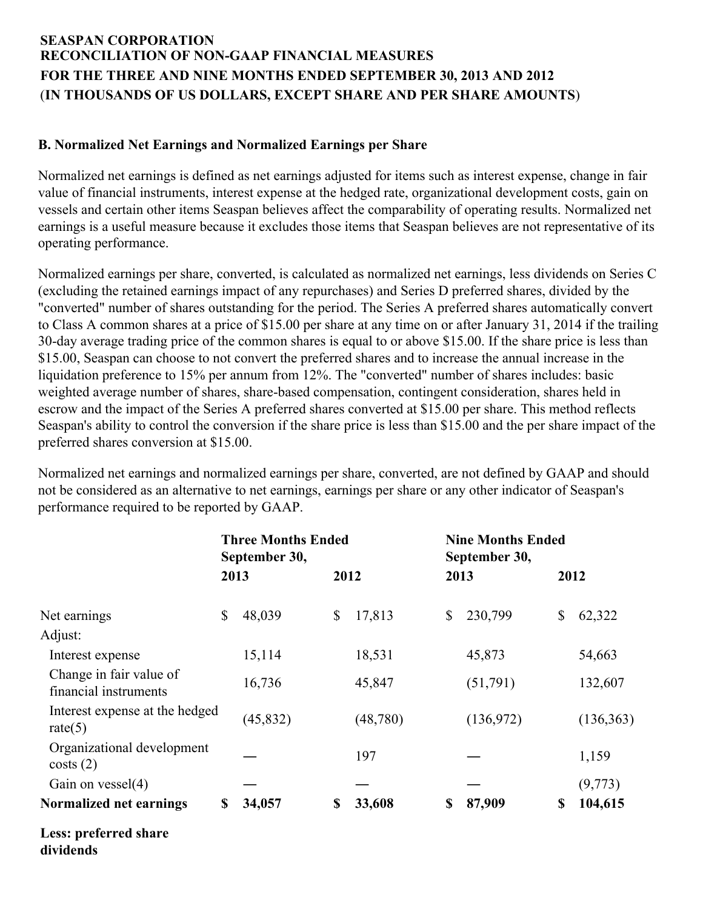**SEASPAN CORPORATION**
**RECONCILIATION OF NON-GAAP FINANCIAL MEASURES**
**FOR THE THREE AND NINE MONTHS ENDED SEPTEMBER 30, 2013 AND 2012**
(**IN THOUSANDS OF US DOLLARS, EXCEPT SHARE AND PER SHARE AMOUNTS**)

**B. Normalized Net Earnings and Normalized Earnings per Share**

Normalized net earnings is defined as net earnings adjusted for items such as interest expense, change in fair value of financial instruments, interest expense at the hedged rate, organizational development costs, gain on vessels and certain other items Seaspan believes affect the comparability of operating results. Normalized net earnings is a useful measure because it excludes those items that Seaspan believes are not representative of its operating performance.

Normalized earnings per share, converted, is calculated as normalized net earnings, less dividends on Series C (excluding the retained earnings impact of any repurchases) and Series D preferred shares, divided by the "converted" number of shares outstanding for the period. The Series A preferred shares automatically convert to Class A common shares at a price of $15.00 per share at any time on or after January 31, 2014 if the trailing 30-day average trading price of the common shares is equal to or above $15.00. If the share price is less than $15.00, Seaspan can choose to not convert the preferred shares and to increase the annual increase in the liquidation preference to 15% per annum from 12%. The "converted" number of shares includes: basic weighted average number of shares, share-based compensation, contingent consideration, shares held in escrow and the impact of the Series A preferred shares converted at $15.00 per share. This method reflects Seaspan's ability to control the conversion if the share price is less than $15.00 and the per share impact of the preferred shares conversion at $15.00.

Normalized net earnings and normalized earnings per share, converted, are not defined by GAAP and should not be considered as an alternative to net earnings, earnings per share or any other indicator of Seaspan's performance required to be reported by GAAP.

| | Three Months Ended September 30, | | Nine Months Ended September 30, | |
|---|---|---|---|---|
| | 2013 | 2012 | 2013 | 2012 |
| Net earnings | $ 48,039 | $ 17,813 | $ 230,799 | $ 62,322 |
| Adjust: | | | | |
| Interest expense | 15,114 | 18,531 | 45,873 | 54,663 |
| Change in fair value of financial instruments | 16,736 | 45,847 | (51,791) | 132,607 |
| Interest expense at the hedged rate(5) | (45,832) | (48,780) | (136,972) | (136,363) |
| Organizational development costs (2) | — | 197 | — | 1,159 |
| Gain on vessel(4) | — | — | — | (9,773) |
| **Normalized net earnings** | **$ 34,057** | **$ 33,608** | **$ 87,909** | **$ 104,615** |
| **Less: preferred share dividends** | | | | |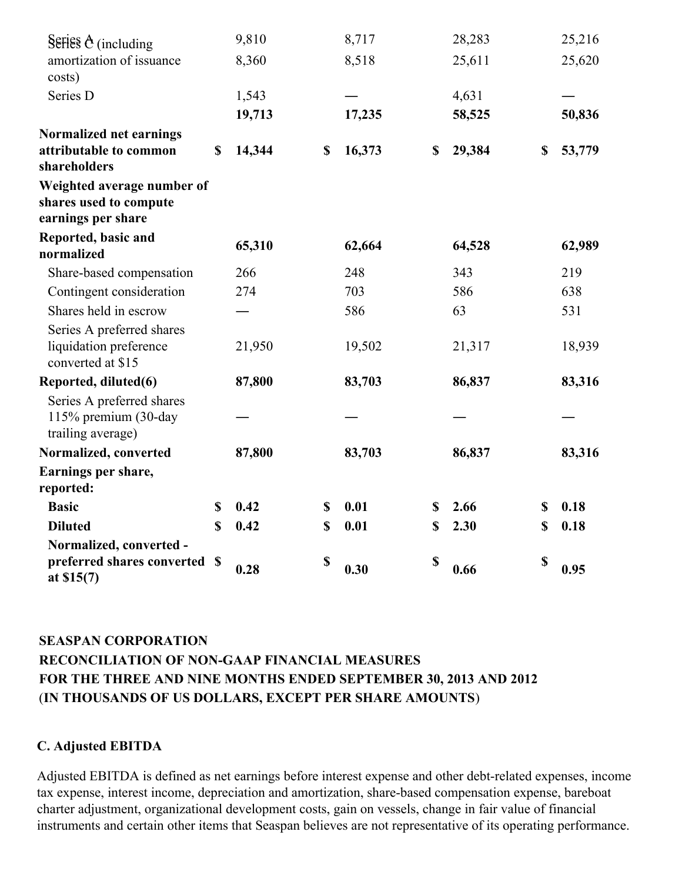| | | | | |
|---|---|---|---|---|
| Series A | 9,810 | 8,717 | 28,283 | 25,216 |
| Series C (including amortization of issuance costs) | 8,360 | 8,518 | 25,611 | 25,620 |
| Series D | 1,543 | — | 4,631 | — |
| | **19,713** | **17,235** | **58,525** | **50,836** |
| **Normalized net earnings attributable to common shareholders** | **$ 14,344** | **$ 16,373** | **$ 29,384** | **$ 53,779** |
| **Weighted average number of shares used to compute earnings per share** | | | | |
| **Reported, basic and normalized** | **65,310** | **62,664** | **64,528** | **62,989** |
| Share-based compensation | 266 | 248 | 343 | 219 |
| Contingent consideration | 274 | 703 | 586 | 638 |
| Shares held in escrow | — | 586 | 63 | 531 |
| Series A preferred shares liquidation preference converted at $15 | 21,950 | 19,502 | 21,317 | 18,939 |
| **Reported, diluted(6)** | **87,800** | **83,703** | **86,837** | **83,316** |
| Series A preferred shares 115% premium (30-day trailing average) | — | — | — | — |
| **Normalized, converted** | **87,800** | **83,703** | **86,837** | **83,316** |
| **Earnings per share, reported:** | | | | |
| **Basic** | **$ 0.42** | **$ 0.01** | **$ 2.66** | **$ 0.18** |
| **Diluted** | **$ 0.42** | **$ 0.01** | **$ 2.30** | **$ 0.18** |
| **Normalized, converted - preferred shares converted at $15(7)** | **$ 0.28** | **$ 0.30** | **$ 0.66** | **$ 0.95** |

**SEASPAN CORPORATION**
**RECONCILIATION OF NON-GAAP FINANCIAL MEASURES**
**FOR THE THREE AND NINE MONTHS ENDED SEPTEMBER 30, 2013 AND 2012**
(**IN THOUSANDS OF US DOLLARS, EXCEPT PER SHARE AMOUNTS**)

**C. Adjusted EBITDA**

Adjusted EBITDA is defined as net earnings before interest expense and other debt-related expenses, income tax expense, interest income, depreciation and amortization, share-based compensation expense, bareboat charter adjustment, organizational development costs, gain on vessels, change in fair value of financial instruments and certain other items that Seaspan believes are not representative of its operating performance.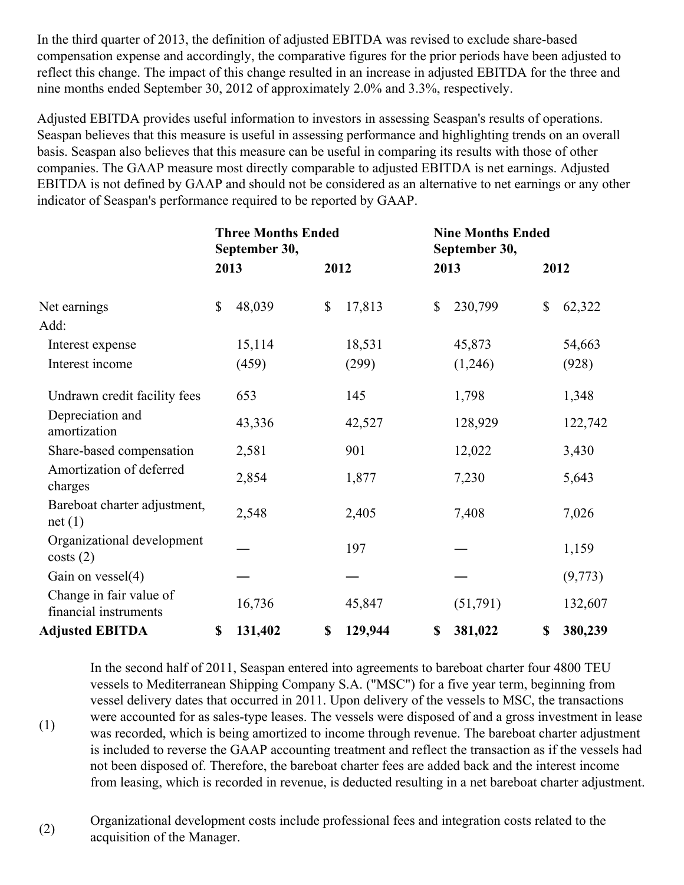In the third quarter of 2013, the definition of adjusted EBITDA was revised to exclude share-based compensation expense and accordingly, the comparative figures for the prior periods have been adjusted to reflect this change. The impact of this change resulted in an increase in adjusted EBITDA for the three and nine months ended September 30, 2012 of approximately 2.0% and 3.3%, respectively.

Adjusted EBITDA provides useful information to investors in assessing Seaspan's results of operations. Seaspan believes that this measure is useful in assessing performance and highlighting trends on an overall basis. Seaspan also believes that this measure can be useful in comparing its results with those of other companies. The GAAP measure most directly comparable to adjusted EBITDA is net earnings. Adjusted EBITDA is not defined by GAAP and should not be considered as an alternative to net earnings or any other indicator of Seaspan's performance required to be reported by GAAP.

| | Three Months Ended September 30, | | Nine Months Ended September 30, | |
|---|---|---|---|---|
| | 2013 | 2012 | 2013 | 2012 |
| Net earnings | $ 48,039 | $ 17,813 | $ 230,799 | $ 62,322 |
| Add: | | | | |
| Interest expense | 15,114 | 18,531 | 45,873 | 54,663 |
| Interest income | (459) | (299) | (1,246) | (928) |
| Undrawn credit facility fees | 653 | 145 | 1,798 | 1,348 |
| Depreciation and amortization | 43,336 | 42,527 | 128,929 | 122,742 |
| Share-based compensation | 2,581 | 901 | 12,022 | 3,430 |
| Amortization of deferred charges | 2,854 | 1,877 | 7,230 | 5,643 |
| Bareboat charter adjustment, net (1) | 2,548 | 2,405 | 7,408 | 7,026 |
| Organizational development costs (2) | — | 197 | — | 1,159 |
| Gain on vessel(4) | — | — | — | (9,773) |
| Change in fair value of financial instruments | 16,736 | 45,847 | (51,791) | 132,607 |
| **Adjusted EBITDA** | **$ 131,402** | **$ 129,944** | **$ 381,022** | **$ 380,239** |

(1) In the second half of 2011, Seaspan entered into agreements to bareboat charter four 4800 TEU vessels to Mediterranean Shipping Company S.A. ("MSC") for a five year term, beginning from vessel delivery dates that occurred in 2011. Upon delivery of the vessels to MSC, the transactions were accounted for as sales-type leases. The vessels were disposed of and a gross investment in lease was recorded, which is being amortized to income through revenue. The bareboat charter adjustment is included to reverse the GAAP accounting treatment and reflect the transaction as if the vessels had not been disposed of. Therefore, the bareboat charter fees are added back and the interest income from leasing, which is recorded in revenue, is deducted resulting in a net bareboat charter adjustment.

(2) Organizational development costs include professional fees and integration costs related to the acquisition of the Manager.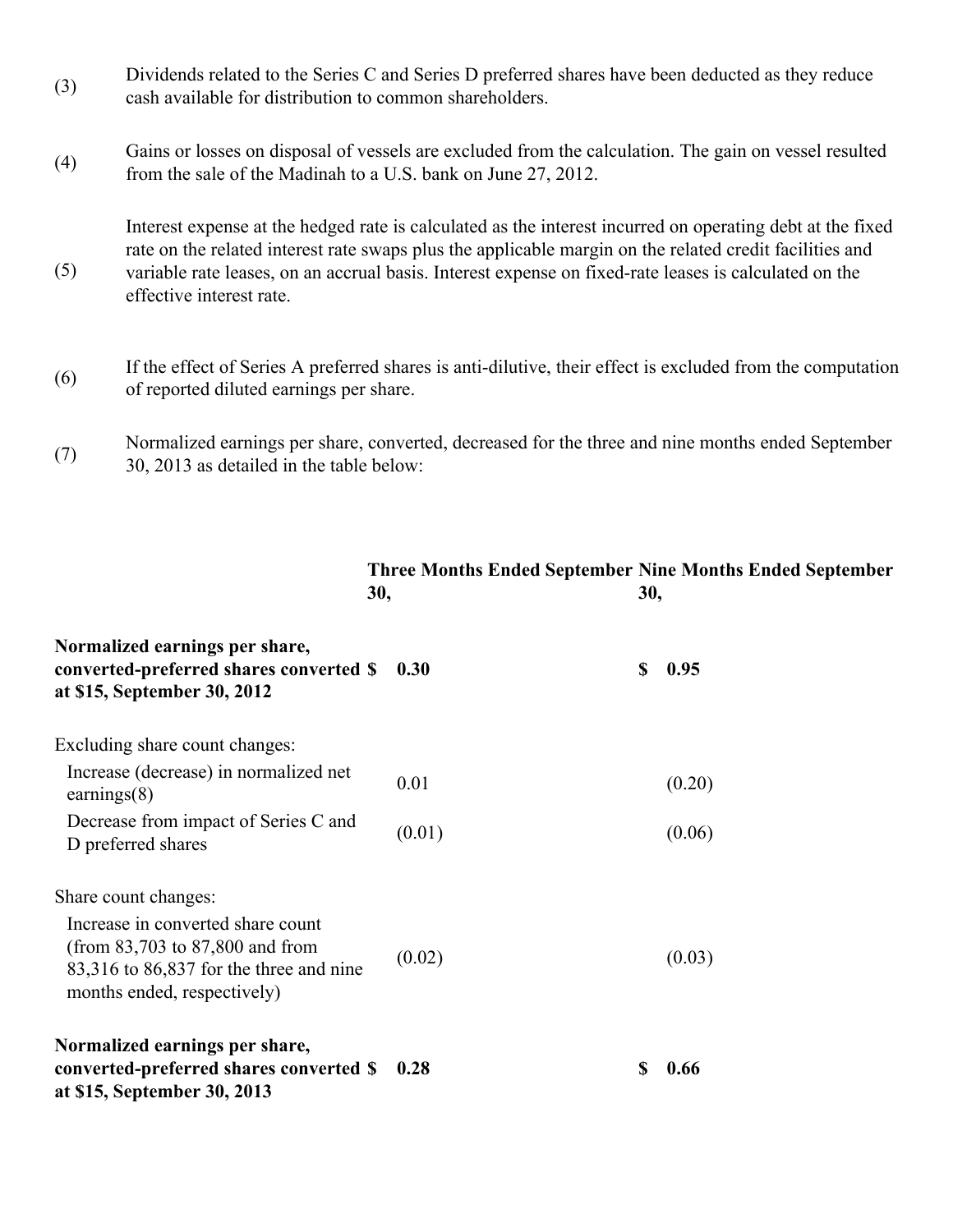(3) Dividends related to the Series C and Series D preferred shares have been deducted as they reduce cash available for distribution to common shareholders.

(4) Gains or losses on disposal of vessels are excluded from the calculation. The gain on vessel resulted from the sale of the Madinah to a U.S. bank on June 27, 2012.

(5) Interest expense at the hedged rate is calculated as the interest incurred on operating debt at the fixed rate on the related interest rate swaps plus the applicable margin on the related credit facilities and variable rate leases, on an accrual basis. Interest expense on fixed-rate leases is calculated on the effective interest rate.

(6) If the effect of Series A preferred shares is anti-dilutive, their effect is excluded from the computation of reported diluted earnings per share.

(7) Normalized earnings per share, converted, decreased for the three and nine months ended September 30, 2013 as detailed in the table below:

| | Three Months Ended September 30, | Nine Months Ended September 30, |
|---|---|---|
| **Normalized earnings per share, converted-preferred shares converted at $15, September 30, 2012** | **$ 0.30** | **$ 0.95** |
| Excluding share count changes: | | |
| Increase (decrease) in normalized net earnings(8) | 0.01 | (0.20) |
| Decrease from impact of Series C and D preferred shares | (0.01) | (0.06) |
| Share count changes: | | |
| Increase in converted share count (from 83,703 to 87,800 and from 83,316 to 86,837 for the three and nine months ended, respectively) | (0.02) | (0.03) |
| **Normalized earnings per share, converted-preferred shares converted at $15, September 30, 2013** | **$ 0.28** | **$ 0.66** |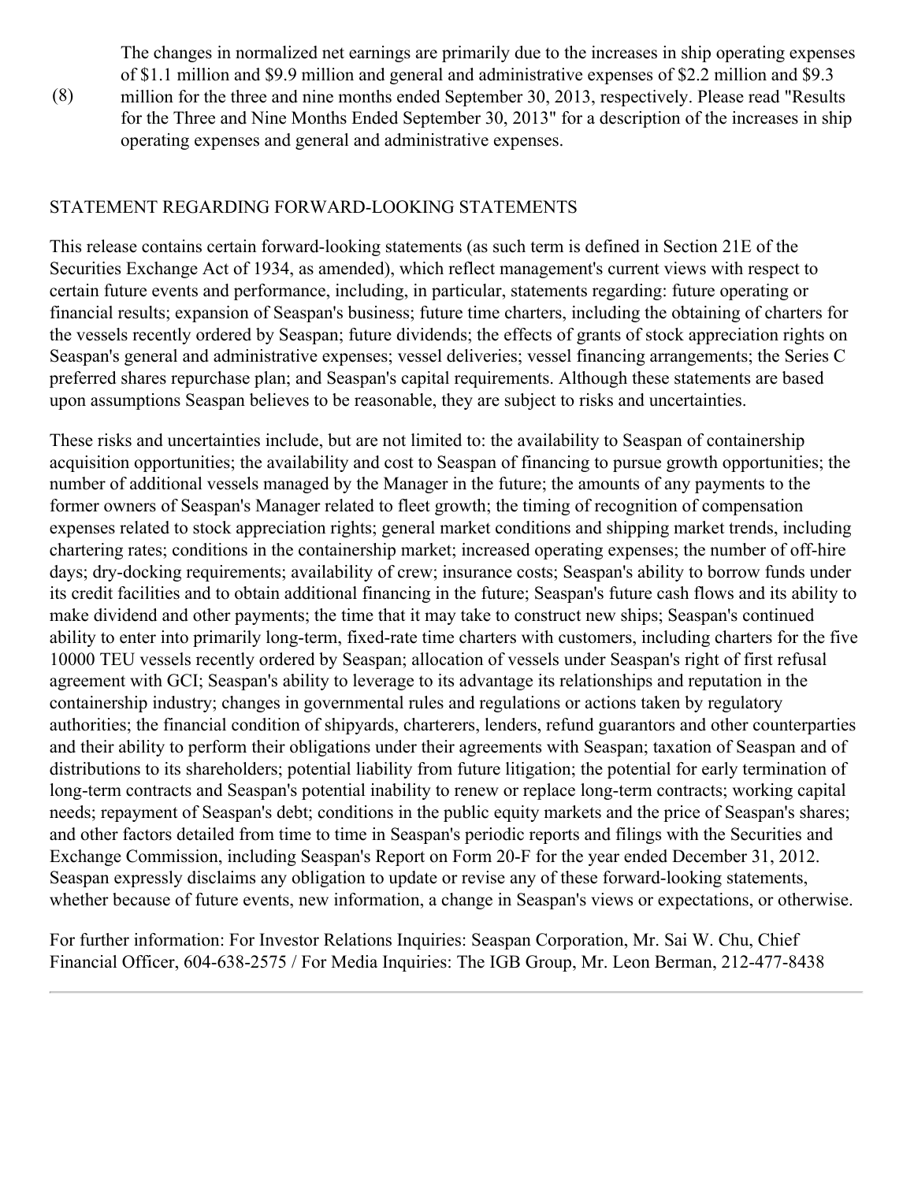(8) The changes in normalized net earnings are primarily due to the increases in ship operating expenses of $1.1 million and $9.9 million and general and administrative expenses of $2.2 million and $9.3 million for the three and nine months ended September 30, 2013, respectively. Please read "Results for the Three and Nine Months Ended September 30, 2013" for a description of the increases in ship operating expenses and general and administrative expenses.

## STATEMENT REGARDING FORWARD-LOOKING STATEMENTS

This release contains certain forward-looking statements (as such term is defined in Section 21E of the Securities Exchange Act of 1934, as amended), which reflect management's current views with respect to certain future events and performance, including, in particular, statements regarding: future operating or financial results; expansion of Seaspan's business; future time charters, including the obtaining of charters for the vessels recently ordered by Seaspan; future dividends; the effects of grants of stock appreciation rights on Seaspan's general and administrative expenses; vessel deliveries; vessel financing arrangements; the Series C preferred shares repurchase plan; and Seaspan's capital requirements. Although these statements are based upon assumptions Seaspan believes to be reasonable, they are subject to risks and uncertainties.

These risks and uncertainties include, but are not limited to: the availability to Seaspan of containership acquisition opportunities; the availability and cost to Seaspan of financing to pursue growth opportunities; the number of additional vessels managed by the Manager in the future; the amounts of any payments to the former owners of Seaspan's Manager related to fleet growth; the timing of recognition of compensation expenses related to stock appreciation rights; general market conditions and shipping market trends, including chartering rates; conditions in the containership market; increased operating expenses; the number of off-hire days; dry-docking requirements; availability of crew; insurance costs; Seaspan's ability to borrow funds under its credit facilities and to obtain additional financing in the future; Seaspan's future cash flows and its ability to make dividend and other payments; the time that it may take to construct new ships; Seaspan's continued ability to enter into primarily long-term, fixed-rate time charters with customers, including charters for the five 10000 TEU vessels recently ordered by Seaspan; allocation of vessels under Seaspan's right of first refusal agreement with GCI; Seaspan's ability to leverage to its advantage its relationships and reputation in the containership industry; changes in governmental rules and regulations or actions taken by regulatory authorities; the financial condition of shipyards, charterers, lenders, refund guarantors and other counterparties and their ability to perform their obligations under their agreements with Seaspan; taxation of Seaspan and of distributions to its shareholders; potential liability from future litigation; the potential for early termination of long-term contracts and Seaspan's potential inability to renew or replace long-term contracts; working capital needs; repayment of Seaspan's debt; conditions in the public equity markets and the price of Seaspan's shares; and other factors detailed from time to time in Seaspan's periodic reports and filings with the Securities and Exchange Commission, including Seaspan's Report on Form 20-F for the year ended December 31, 2012. Seaspan expressly disclaims any obligation to update or revise any of these forward-looking statements, whether because of future events, new information, a change in Seaspan's views or expectations, or otherwise.

For further information: For Investor Relations Inquiries: Seaspan Corporation, Mr. Sai W. Chu, Chief Financial Officer, 604-638-2575 / For Media Inquiries: The IGB Group, Mr. Leon Berman, 212-477-8438